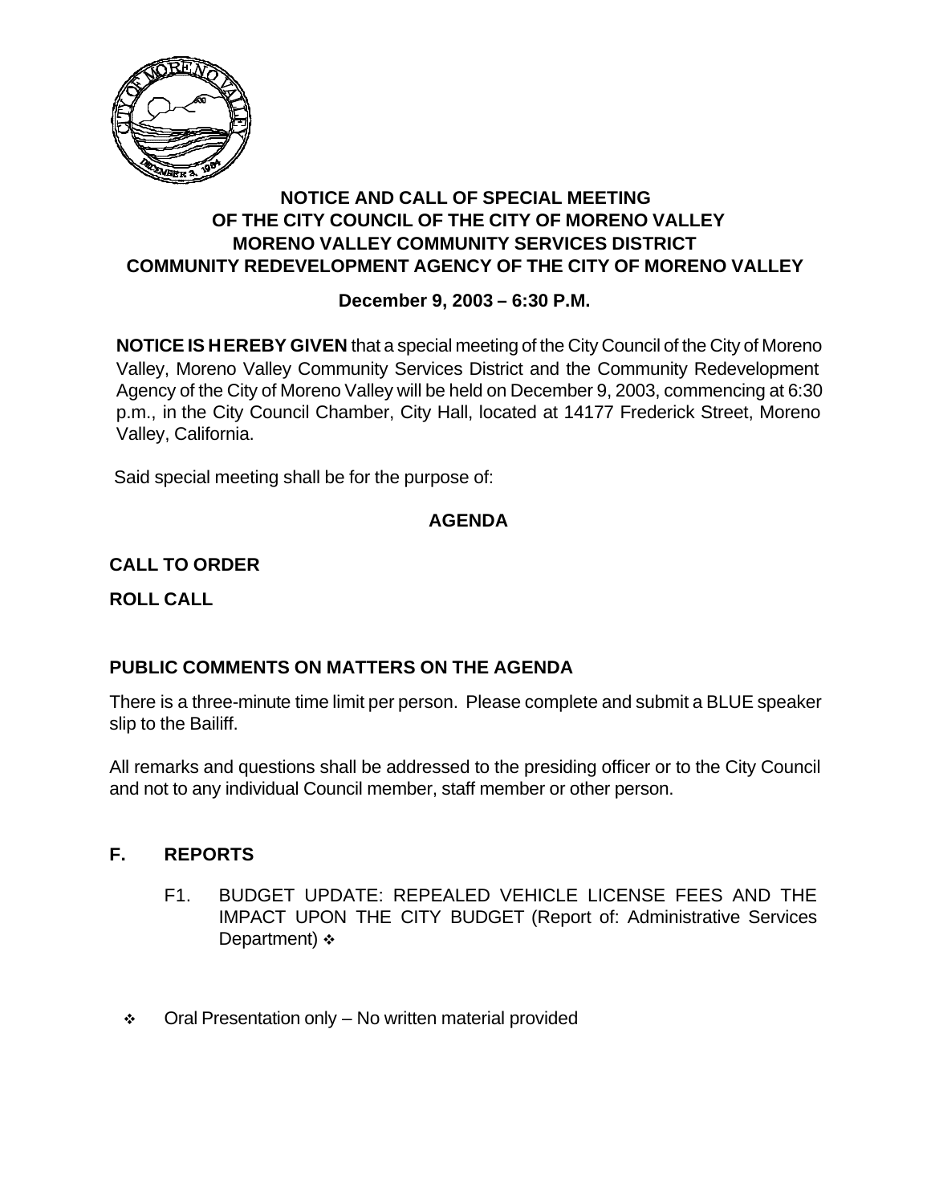# NOTICE AND CALL OF SPECIAL MEETING OF THE CITY COUNCIL OF THE CITY OF MORENO VALLEY MORENO VALLEY COMMUNITY SERVICES DISTRICT COMMUNITY REDEVELOPMENT AGENCY OF THE CITY OF MORENO VALLEY

**December 9, 2003 – 6:30 P.M.**

**NOTICE IS HEREBY GIVEN** that a special meeting of the City Council of the City of Moreno Valley, Moreno Valley Community Services District and the Community Redevelopment Agency of the City of Moreno Valley will be held on December 9, 2003, commencing at 6:30 p.m., in the City Council Chamber, City Hall, located at 14177 Frederick Street, Moreno Valley, California.

Said special meeting shall be for the purpose of:

## AGENDA

**CALL TO ORDER**

**ROLL CALL**

**PUBLIC COMMENTS ON MATTERS ON THE AGENDA**

There is a three-minute time limit per person. Please complete and submit a BLUE speaker slip to the Bailiff.

All remarks and questions shall be addressed to the presiding officer or to the City Council and not to any individual Council member, staff member or other person.

## F. REPORTS

F1. BUDGET UPDATE: REPEALED VEHICLE LICENSE FEES AND THE IMPACT UPON THE CITY BUDGET (Report of: Administrative Services Department) ❖

❖ Oral Presentation only – No written material provided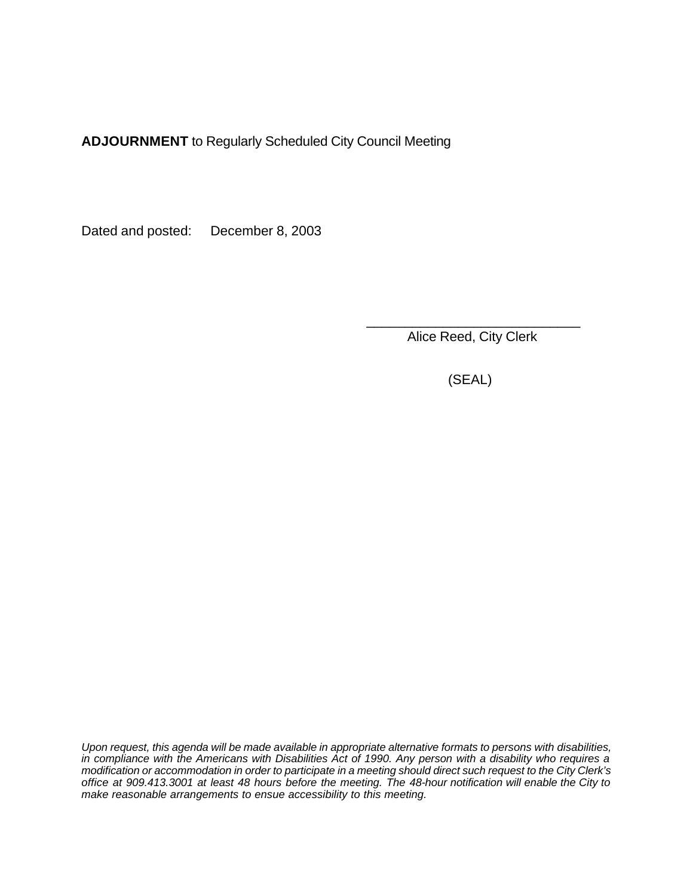**ADJOURNMENT** to Regularly Scheduled City Council Meeting

Dated and posted: December 8, 2003

\_\_\_\_\_\_\_\_\_\_\_\_\_\_\_\_\_\_\_\_\_\_\_\_\_\_\_\_\_\_

Alice Reed, City Clerk

(SEAL)

*Upon request, this agenda will be made available in appropriate alternative formats to persons with disabilities, in compliance with the Americans with Disabilities Act of 1990. Any person with a disability who requires a modification or accommodation in order to participate in a meeting should direct such request to the City Clerk's office at 909.413.3001 at least 48 hours before the meeting. The 48-hour notification will enable the City to make reasonable arrangements to ensue accessibility to this meeting.*